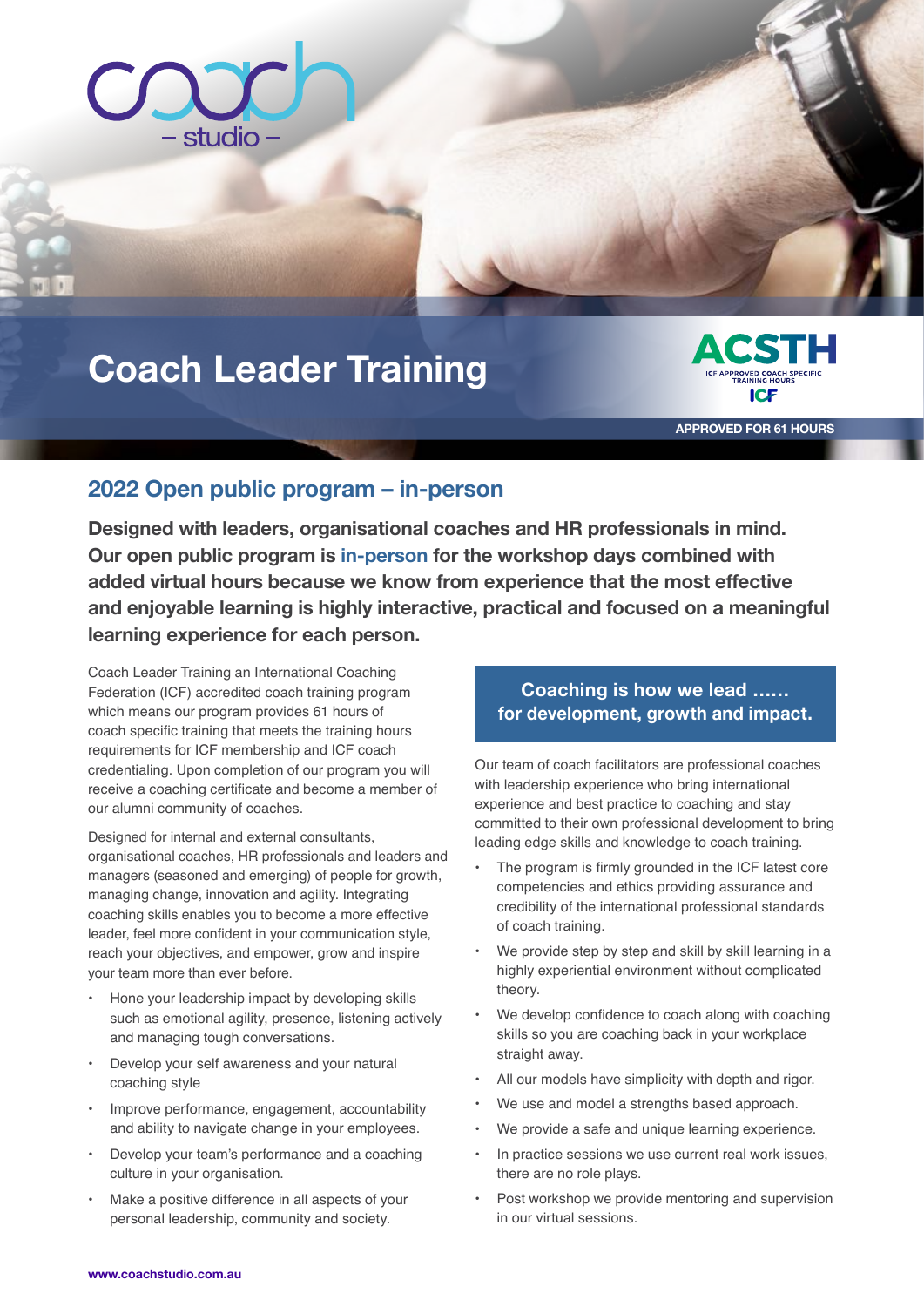coach
– studio –

# Coach Leader Training

**ACSTH**
ICF APPROVED COACH SPECIFIC TRAINING HOURS
ICF

**APPROVED FOR 61 HOURS**

## 2022 Open public program – in-person

**Designed with leaders, organisational coaches and HR professionals in mind. Our open public program is in-person for the workshop days combined with added virtual hours because we know from experience that the most effective and enjoyable learning is highly interactive, practical and focused on a meaningful learning experience for each person.**

Coach Leader Training an International Coaching Federation (ICF) accredited coach training program which means our program provides 61 hours of coach specific training that meets the training hours requirements for ICF membership and ICF coach credentialing. Upon completion of our program you will receive a coaching certificate and become a member of our alumni community of coaches.

Designed for internal and external consultants, organisational coaches, HR professionals and leaders and managers (seasoned and emerging) of people for growth, managing change, innovation and agility. Integrating coaching skills enables you to become a more effective leader, feel more confident in your communication style, reach your objectives, and empower, grow and inspire your team more than ever before.

- Hone your leadership impact by developing skills such as emotional agility, presence, listening actively and managing tough conversations.
- Develop your self awareness and your natural coaching style
- Improve performance, engagement, accountability and ability to navigate change in your employees.
- Develop your team's performance and a coaching culture in your organisation.
- Make a positive difference in all aspects of your personal leadership, community and society.

**Coaching is how we lead ......
for development, growth and impact.**

Our team of coach facilitators are professional coaches with leadership experience who bring international experience and best practice to coaching and stay committed to their own professional development to bring leading edge skills and knowledge to coach training.

- The program is firmly grounded in the ICF latest core competencies and ethics providing assurance and credibility of the international professional standards of coach training.
- We provide step by step and skill by skill learning in a highly experiential environment without complicated theory.
- We develop confidence to coach along with coaching skills so you are coaching back in your workplace straight away.
- All our models have simplicity with depth and rigor.
- We use and model a strengths based approach.
- We provide a safe and unique learning experience.
- In practice sessions we use current real work issues, there are no role plays.
- Post workshop we provide mentoring and supervision in our virtual sessions.

www.coachstudio.com.au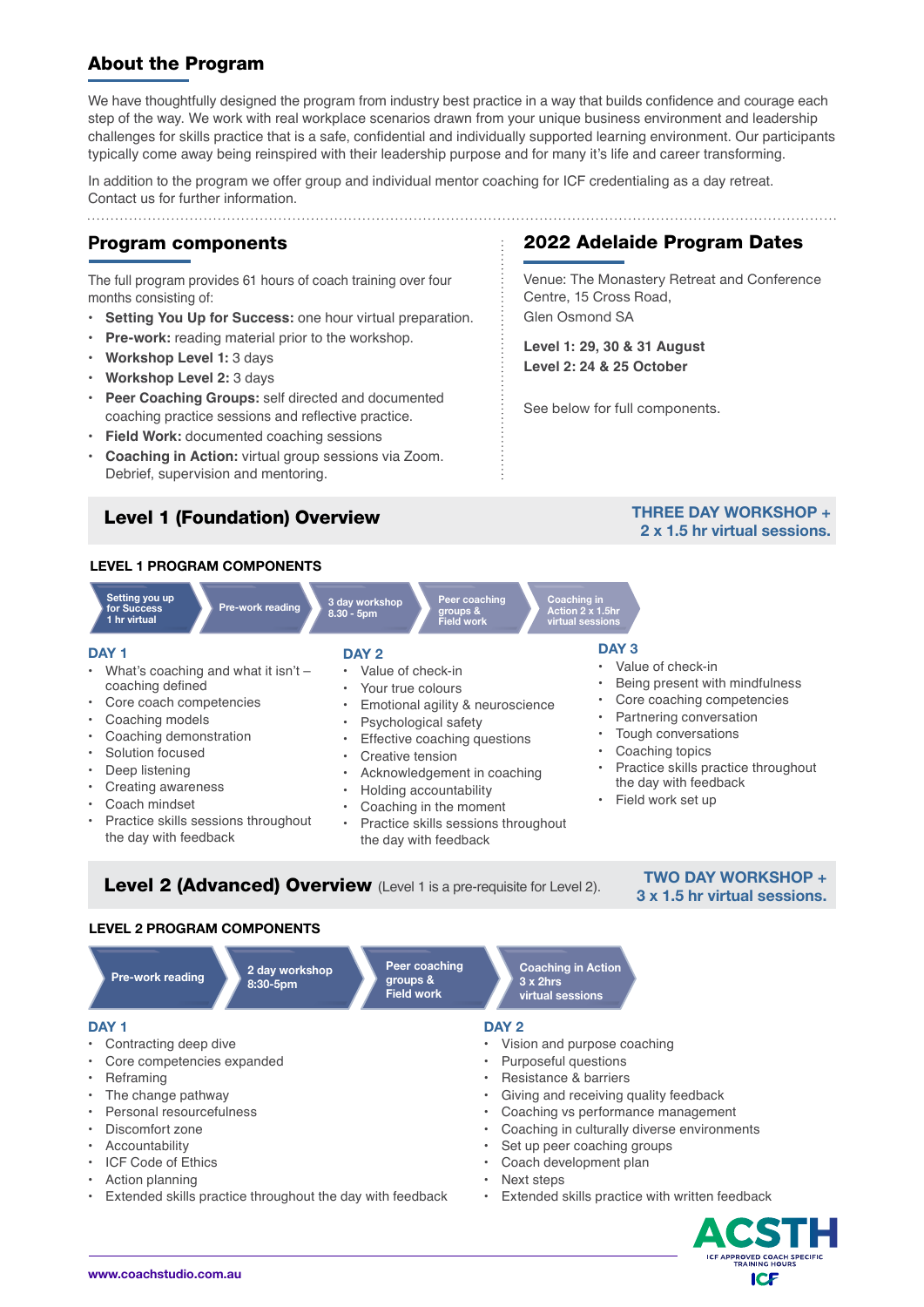## About the Program

We have thoughtfully designed the program from industry best practice in a way that builds confidence and courage each step of the way. We work with real workplace scenarios drawn from your unique business environment and leadership challenges for skills practice that is a safe, confidential and individually supported learning environment. Our participants typically come away being reinspired with their leadership purpose and for many it's life and career transforming.

In addition to the program we offer group and individual mentor coaching for ICF credentialing as a day retreat. Contact us for further information.

## Program components

The full program provides 61 hours of coach training over four months consisting of:

- **Setting You Up for Success:** one hour virtual preparation.
- **Pre-work:** reading material prior to the workshop.
- **Workshop Level 1:** 3 days
- **Workshop Level 2:** 3 days
- **Peer Coaching Groups:** self directed and documented coaching practice sessions and reflective practice.
- **Field Work:** documented coaching sessions
- **Coaching in Action:** virtual group sessions via Zoom. Debrief, supervision and mentoring.

## 2022 Adelaide Program Dates

Venue: The Monastery Retreat and Conference Centre, 15 Cross Road, Glen Osmond SA

**Level 1: 29, 30 & 31 August**
**Level 2: 24 & 25 October**

See below for full components.

## Level 1 (Foundation) Overview

**THREE DAY WORKSHOP + 2 x 1.5 hr virtual sessions.**

### LEVEL 1 PROGRAM COMPONENTS

Setting you up for Success 1 hr virtual → Pre-work reading → 3 day workshop 8.30 - 5pm → Peer coaching groups & Field work → Coaching in Action 2 x 1.5hr virtual sessions

**DAY 1**

- What's coaching and what it isn't – coaching defined
- Core coach competencies
- Coaching models
- Coaching demonstration
- Solution focused
- Deep listening
- Creating awareness
- Coach mindset
- Practice skills sessions throughout the day with feedback

**DAY 2**

- Value of check-in
- Your true colours
- Emotional agility & neuroscience
- Psychological safety
- Effective coaching questions
- Creative tension
- Acknowledgement in coaching
- Holding accountability
- Coaching in the moment
- Practice skills sessions throughout the day with feedback

**DAY 3**

- Value of check-in
- Being present with mindfulness
- Core coaching competencies
- Partnering conversation
- Tough conversations
- Coaching topics
- Practice skills practice throughout the day with feedback
- Field work set up

## Level 2 (Advanced) Overview (Level 1 is a pre-requisite for Level 2).

**TWO DAY WORKSHOP + 3 x 1.5 hr virtual sessions.**

### LEVEL 2 PROGRAM COMPONENTS

Pre-work reading → 2 day workshop 8:30-5pm → Peer coaching groups & Field work → Coaching in Action 3 x 2hrs virtual sessions

**DAY 1**

- Contracting deep dive
- Core competencies expanded
- Reframing
- The change pathway
- Personal resourcefulness
- Discomfort zone
- Accountability
- ICF Code of Ethics
- Action planning
- Extended skills practice throughout the day with feedback

**DAY 2**

- Vision and purpose coaching
- Purposeful questions
- Resistance & barriers
- Giving and receiving quality feedback
- Coaching vs performance management
- Coaching in culturally diverse environments
- Set up peer coaching groups
- Coach development plan
- Next steps
- Extended skills practice with written feedback

ACSTH – ICF APPROVED COACH SPECIFIC TRAINING HOURS – ICF

www.coachstudio.com.au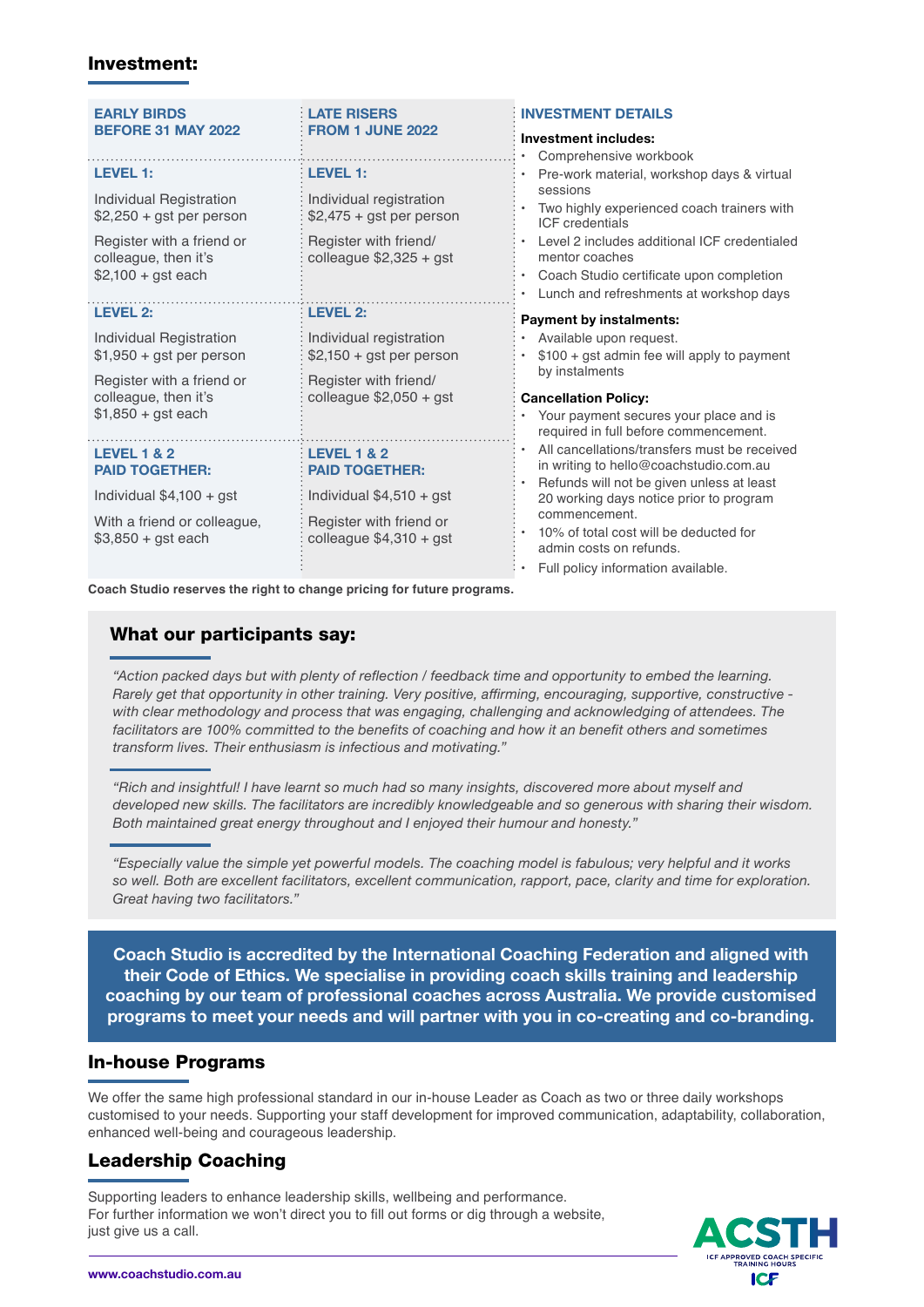## Investment:

| EARLY BIRDS BEFORE 31 MAY 2022 | LATE RISERS FROM 1 JUNE 2022 |
|---|---|
| **LEVEL 1:** | **LEVEL 1:** |
| Individual Registration $2,250 + gst per person | Individual registration $2,475 + gst per person |
| Register with a friend or colleague, then it's $2,100 + gst each | Register with friend/ colleague $2,325 + gst |
| **LEVEL 2:** | **LEVEL 2:** |
| Individual Registration $1,950 + gst per person | Individual registration $2,150 + gst per person |
| Register with a friend or colleague, then it's $1,850 + gst each | Register with friend/ colleague $2,050 + gst |
| **LEVEL 1 & 2 PAID TOGETHER:** | **LEVEL 1 & 2 PAID TOGETHER:** |
| Individual $4,100 + gst | Individual $4,510 + gst |
| With a friend or colleague, $3,850 + gst each | Register with friend or colleague $4,310 + gst |

**Coach Studio reserves the right to change pricing for future programs.**

### INVESTMENT DETAILS

**Investment includes:**

- Comprehensive workbook
- Pre-work material, workshop days & virtual sessions
- Two highly experienced coach trainers with ICF credentials
- Level 2 includes additional ICF credentialed mentor coaches
- Coach Studio certificate upon completion
- Lunch and refreshments at workshop days

**Payment by instalments:**

- Available upon request.
- $100 + gst admin fee will apply to payment by instalments

**Cancellation Policy:**

- Your payment secures your place and is required in full before commencement.
- All cancellations/transfers must be received in writing to hello@coachstudio.com.au
- Refunds will not be given unless at least 20 working days notice prior to program commencement.
- 10% of total cost will be deducted for admin costs on refunds.
- Full policy information available.

## What our participants say:

*"Action packed days but with plenty of reflection / feedback time and opportunity to embed the learning. Rarely get that opportunity in other training. Very positive, affirming, encouraging, supportive, constructive - with clear methodology and process that was engaging, challenging and acknowledging of attendees. The facilitators are 100% committed to the benefits of coaching and how it an benefit others and sometimes transform lives. Their enthusiasm is infectious and motivating."*

*"Rich and insightful! I have learnt so much had so many insights, discovered more about myself and developed new skills. The facilitators are incredibly knowledgeable and so generous with sharing their wisdom. Both maintained great energy throughout and I enjoyed their humour and honesty."*

*"Especially value the simple yet powerful models. The coaching model is fabulous; very helpful and it works so well. Both are excellent facilitators, excellent communication, rapport, pace, clarity and time for exploration. Great having two facilitators."*

**Coach Studio is accredited by the International Coaching Federation and aligned with their Code of Ethics. We specialise in providing coach skills training and leadership coaching by our team of professional coaches across Australia. We provide customised programs to meet your needs and will partner with you in co-creating and co-branding.**

## In-house Programs

We offer the same high professional standard in our in-house Leader as Coach as two or three daily workshops customised to your needs. Supporting your staff development for improved communication, adaptability, collaboration, enhanced well-being and courageous leadership.

## Leadership Coaching

Supporting leaders to enhance leadership skills, wellbeing and performance.
For further information we won't direct you to fill out forms or dig through a website, just give us a call.

ACSTH
ICF APPROVED COACH SPECIFIC TRAINING HOURS
ICF

www.coachstudio.com.au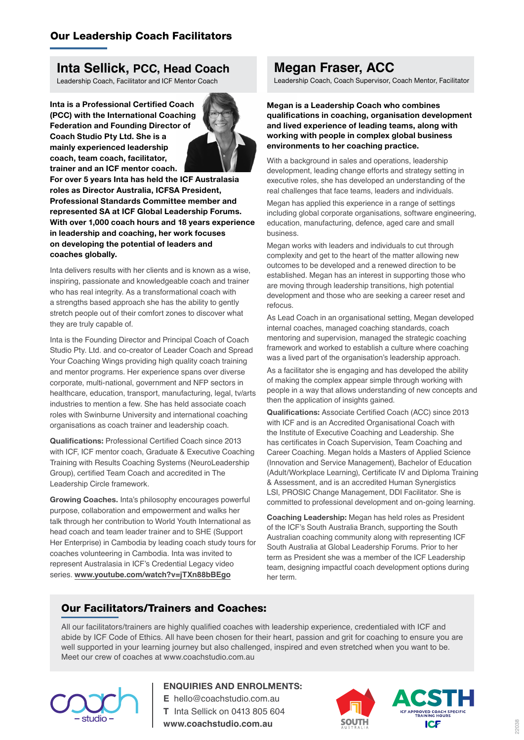## Our Leadership Coach Facilitators

### Inta Sellick, PCC, Head Coach

Leadership Coach, Facilitator and ICF Mentor Coach

**Inta is a Professional Certified Coach (PCC) with the International Coaching Federation and Founding Director of Coach Studio Pty Ltd. She is a mainly experienced leadership coach, team coach, facilitator, trainer and an ICF mentor coach. For over 5 years Inta has held the ICF Australasia roles as Director Australia, ICFSA President, Professional Standards Committee member and represented SA at ICF Global Leadership Forums. With over 1,000 coach hours and 18 years experience in leadership and coaching, her work focuses on developing the potential of leaders and coaches globally.**

Inta delivers results with her clients and is known as a wise, inspiring, passionate and knowledgeable coach and trainer who has real integrity. As a transformational coach with a strengths based approach she has the ability to gently stretch people out of their comfort zones to discover what they are truly capable of.

Inta is the Founding Director and Principal Coach of Coach Studio Pty. Ltd. and co-creator of Leader Coach and Spread Your Coaching Wings providing high quality coach training and mentor programs. Her experience spans over diverse corporate, multi-national, government and NFP sectors in healthcare, education, transport, manufacturing, legal, tv/arts industries to mention a few. She has held associate coach roles with Swinburne University and international coaching organisations as coach trainer and leadership coach.

**Qualifications:** Professional Certified Coach since 2013 with ICF, ICF mentor coach, Graduate & Executive Coaching Training with Results Coaching Systems (NeuroLeadership Group), certified Team Coach and accredited in The Leadership Circle framework.

**Growing Coaches.** Inta's philosophy encourages powerful purpose, collaboration and empowerment and walks her talk through her contribution to World Youth International as head coach and team leader trainer and to SHE (Support Her Enterprise) in Cambodia by leading coach study tours for coaches volunteering in Cambodia. Inta was invited to represent Australasia in ICF's Credential Legacy video series. **www.youtube.com/watch?v=jTXn88bBEgo**

### Megan Fraser, ACC

Leadership Coach, Coach Supervisor, Coach Mentor, Facilitator

**Megan is a Leadership Coach who combines qualifications in coaching, organisation development and lived experience of leading teams, along with working with people in complex global business environments to her coaching practice.**

With a background in sales and operations, leadership development, leading change efforts and strategy setting in executive roles, she has developed an understanding of the real challenges that face teams, leaders and individuals.

Megan has applied this experience in a range of settings including global corporate organisations, software engineering, education, manufacturing, defence, aged care and small business.

Megan works with leaders and individuals to cut through complexity and get to the heart of the matter allowing new outcomes to be developed and a renewed direction to be established. Megan has an interest in supporting those who are moving through leadership transitions, high potential development and those who are seeking a career reset and refocus.

As Lead Coach in an organisational setting, Megan developed internal coaches, managed coaching standards, coach mentoring and supervision, managed the strategic coaching framework and worked to establish a culture where coaching was a lived part of the organisation's leadership approach.

As a facilitator she is engaging and has developed the ability of making the complex appear simple through working with people in a way that allows understanding of new concepts and then the application of insights gained.

**Qualifications:** Associate Certified Coach (ACC) since 2013 with ICF and is an Accredited Organisational Coach with the Institute of Executive Coaching and Leadership. She has certificates in Coach Supervision, Team Coaching and Career Coaching. Megan holds a Masters of Applied Science (Innovation and Service Management), Bachelor of Education (Adult/Workplace Learning), Certificate IV and Diploma Training & Assessment, and is an accredited Human Synergistics LSI, PROSIC Change Management, DDI Facilitator. She is committed to professional development and on-going learning.

**Coaching Leadership:** Megan has held roles as President of the ICF's South Australia Branch, supporting the South Australian coaching community along with representing ICF South Australia at Global Leadership Forums. Prior to her term as President she was a member of the ICF Leadership team, designing impactful coach development options during her term.

## Our Facilitators/Trainers and Coaches:

All our facilitators/trainers are highly qualified coaches with leadership experience, credentialed with ICF and abide by ICF Code of Ethics. All have been chosen for their heart, passion and grit for coaching to ensure you are well supported in your learning journey but also challenged, inspired and even stretched when you want to be. Meet our crew of coaches at www.coachstudio.com.au

coach – studio –

**ENQUIRIES AND ENROLMENTS:**

**E** hello@coachstudio.com.au
**T** Inta Sellick on 0413 805 604
**www.coachstudio.com.au**

SOUTH AUSTRALIA

ACSTH ICF APPROVED COACH SPECIFIC TRAINING HOURS ICF